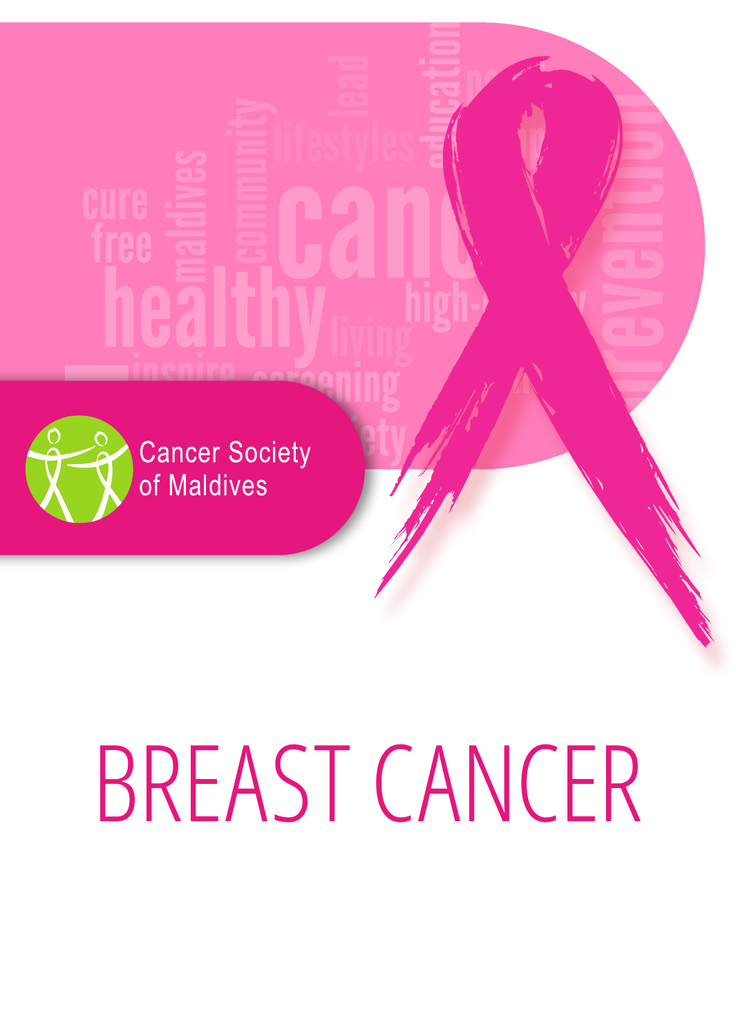Cancer Society of Maldives

# BREAST CANCER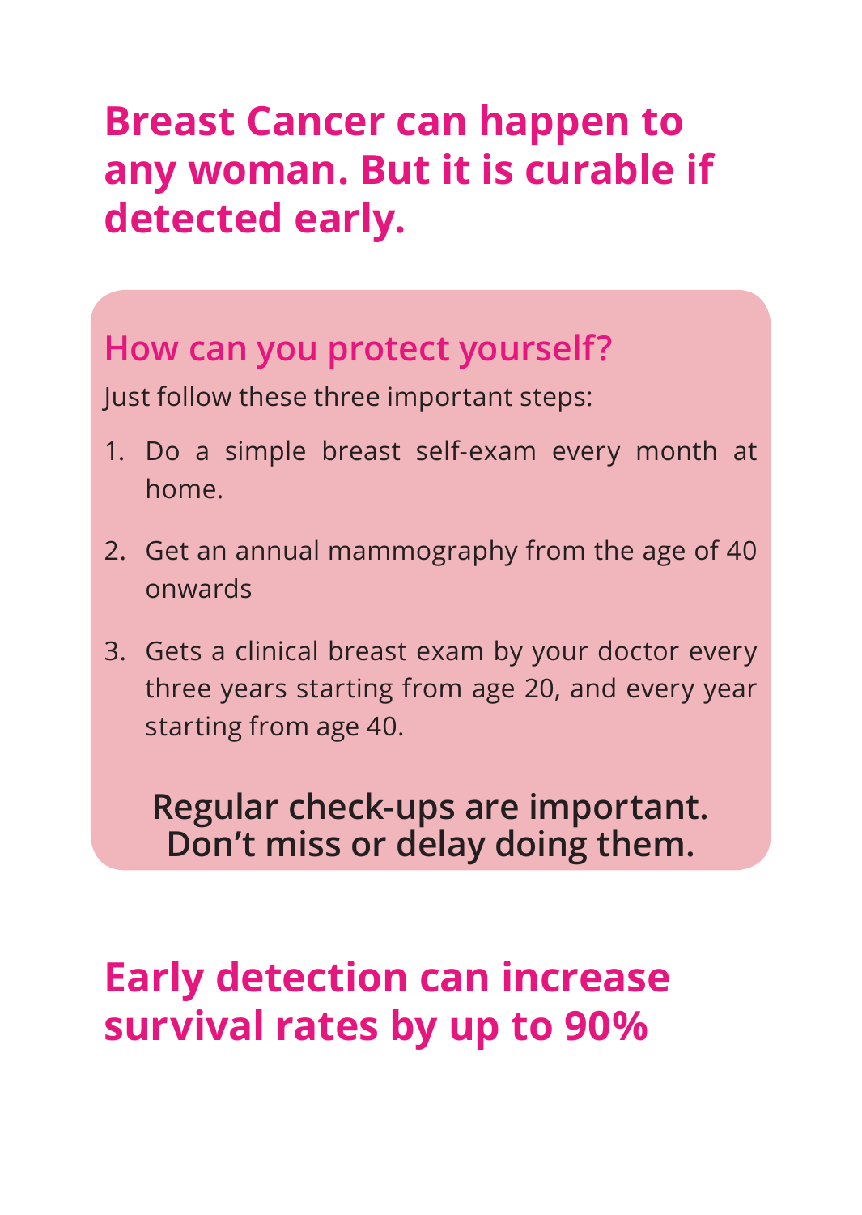# Breast Cancer can happen to any woman. But it is curable if detected early.

## How can you protect yourself?

Just follow these three important steps:

1. Do a simple breast self-exam every month at home.
2. Get an annual mammography from the age of 40 onwards
3. Gets a clinical breast exam by your doctor every three years starting from age 20, and every year starting from age 40.

**Regular check-ups are important. Don’t miss or delay doing them.**

# Early detection can increase survival rates by up to 90%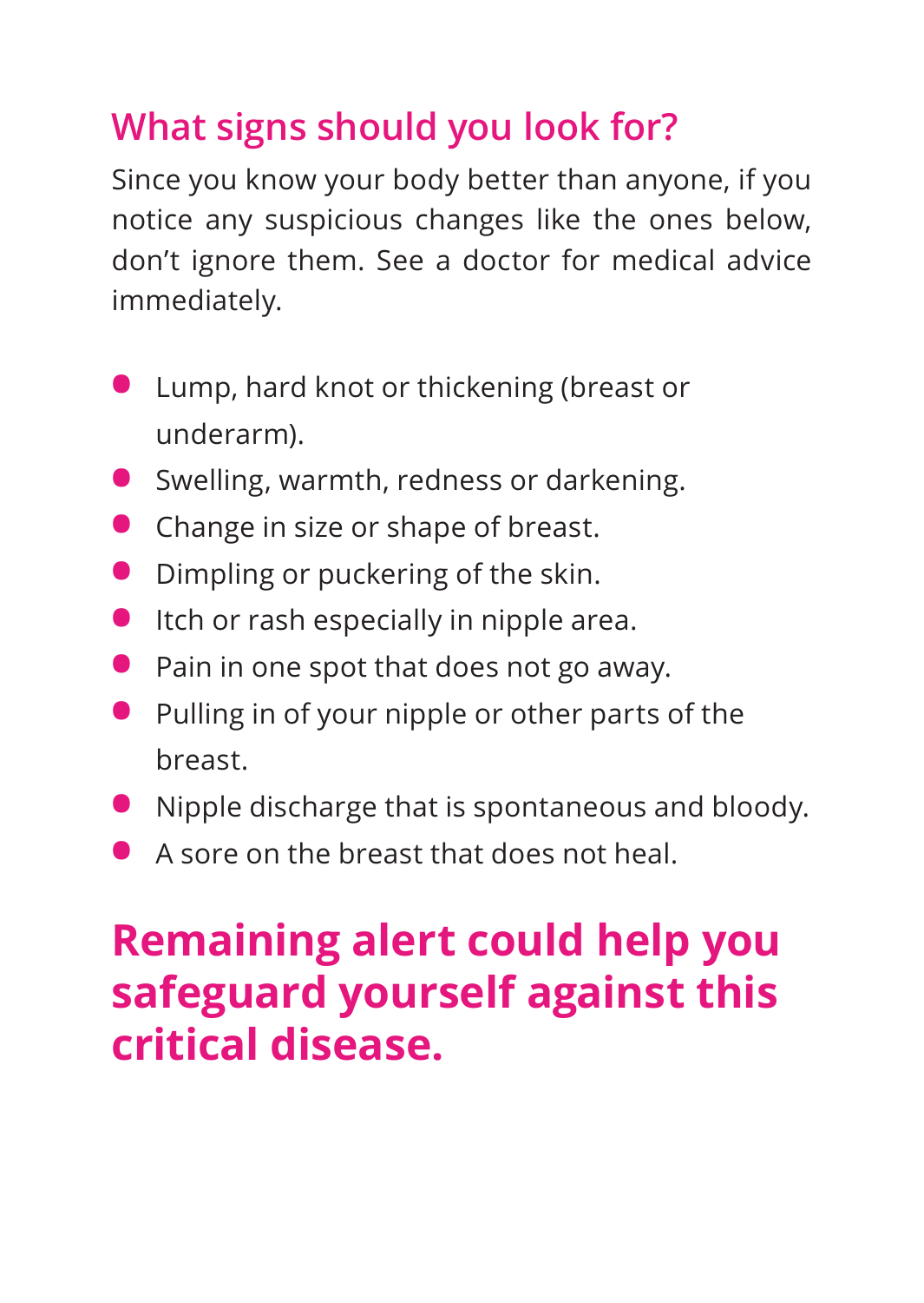## What signs should you look for?

Since you know your body better than anyone, if you notice any suspicious changes like the ones below, don’t ignore them. See a doctor for medical advice immediately.

- Lump, hard knot or thickening (breast or underarm).
- Swelling, warmth, redness or darkening.
- Change in size or shape of breast.
- Dimpling or puckering of the skin.
- Itch or rash especially in nipple area.
- Pain in one spot that does not go away.
- Pulling in of your nipple or other parts of the breast.
- Nipple discharge that is spontaneous and bloody.
- A sore on the breast that does not heal.

**Remaining alert could help you safeguard yourself against this critical disease.**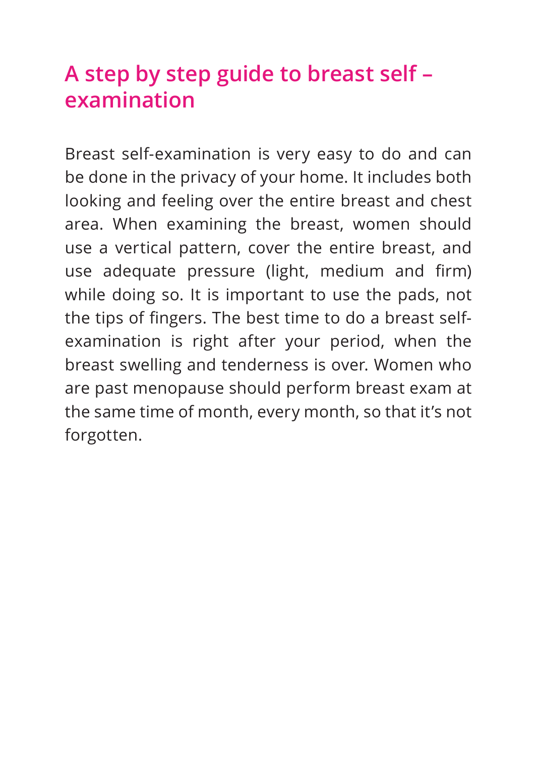## A step by step guide to breast self – examination

Breast self-examination is very easy to do and can be done in the privacy of your home. It includes both looking and feeling over the entire breast and chest area. When examining the breast, women should use a vertical pattern, cover the entire breast, and use adequate pressure (light, medium and firm) while doing so. It is important to use the pads, not the tips of fingers. The best time to do a breast self-examination is right after your period, when the breast swelling and tenderness is over. Women who are past menopause should perform breast exam at the same time of month, every month, so that it's not forgotten.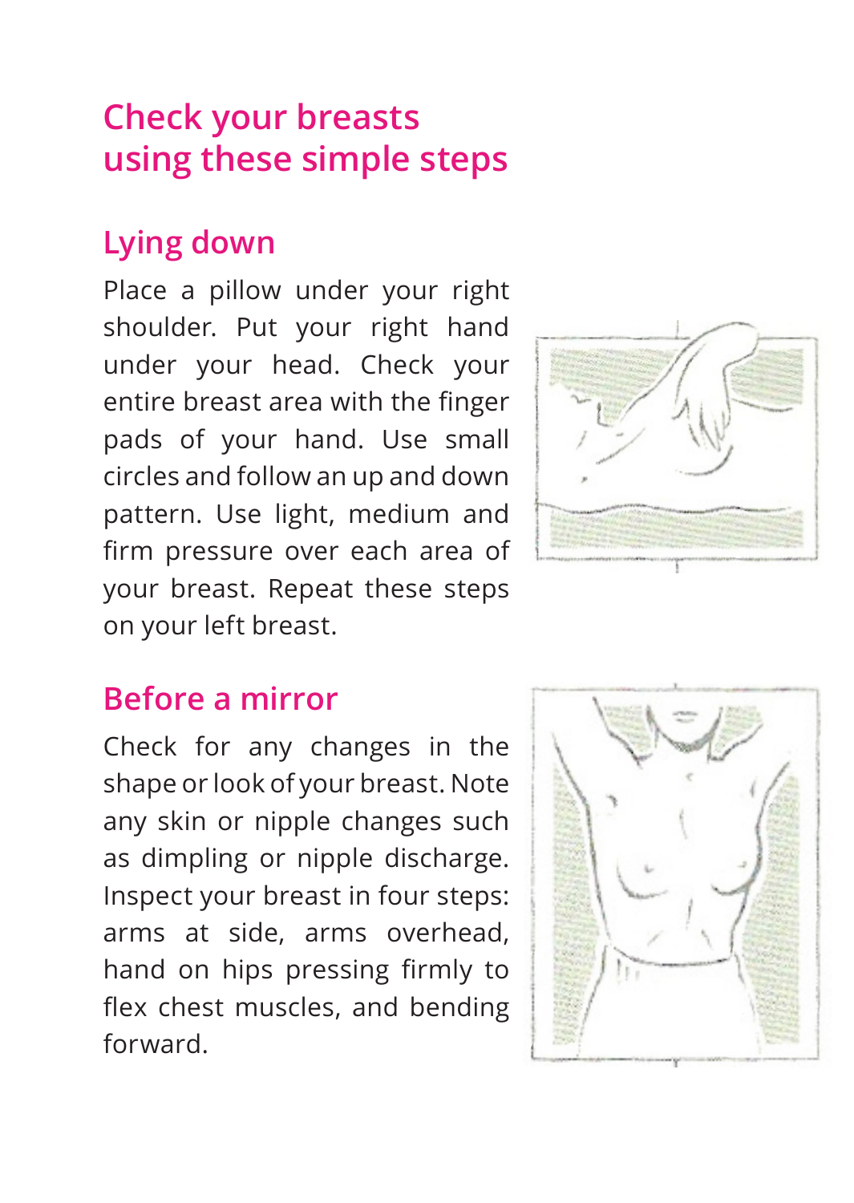# Check your breasts using these simple steps

## Lying down

Place a pillow under your right shoulder. Put your right hand under your head. Check your entire breast area with the finger pads of your hand. Use small circles and follow an up and down pattern. Use light, medium and firm pressure over each area of your breast. Repeat these steps on your left breast.

## Before a mirror

Check for any changes in the shape or look of your breast. Note any skin or nipple changes such as dimpling or nipple discharge. Inspect your breast in four steps: arms at side, arms overhead, hand on hips pressing firmly to flex chest muscles, and bending forward.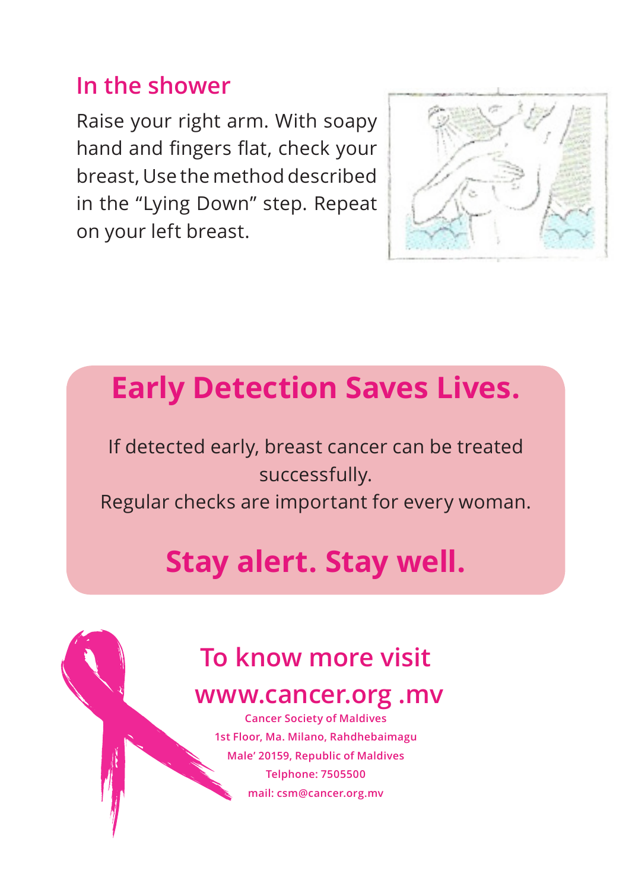## In the shower

Raise your right arm. With soapy hand and fingers flat, check your breast, Use the method described in the “Lying Down” step. Repeat on your left breast.

## Early Detection Saves Lives.

If detected early, breast cancer can be treated successfully.
Regular checks are important for every woman.

**Stay alert. Stay well.**

### To know more visit
### www.cancer.org .mv

**Cancer Society of Maldives**
**1st Floor, Ma. Milano, Rahdhebaimagu**
**Male’ 20159, Republic of Maldives**
**Telphone: 7505500**
**mail: csm@cancer.org.mv**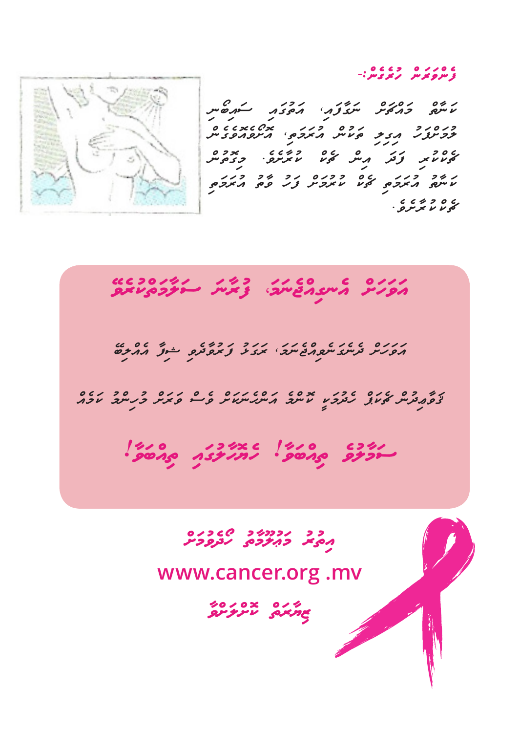### ފެންވަރަން ހުރެގެން:-

ކަނާތް މައްޗަށް ނަގާފައި، އަތުގައި ސައިބޯނި ޖަހަންފަހު އިނގިލި ތަކުން އުރަމަތި، އުނގުއަތްޕަތުގައިން ބަލަކުރި ފަދަ އިން ބަލާ ކުރާށެވެ. މިގޮތުން ކަނާތު އުރަމަތި ބަލާ ކުރުމަށް ފަހު ވާތު އުރަމަތި ބަލާ ކުރާށެވެ.

## އަވަހަށް އެނގިއްޖެނަމަ، ފަރުވާ ސަލާމަތްކުރުވޭ

އަވަހަށް ދެނެގަނެވިއްޖެނަމަ، ރަގަޅު ފަރުވާދީގެން ޝިފާ އެއްލިބޭ

ގަވާއިދުން ބަލާ ކުރުމަކީ ކޮންމެ އަންހެނަކަށް ވެސް ވަރަށް މުހިންމު ކަމެއް

**ސަލާމަތީ ވިއްބަވާ! ހުޝިޔާރުވެގެން ވިއްބަވާ!**

އިތުރު މަޢުލޫމާތު ހޯދުމަށް

www.cancer.org .mv

ޒިޔާރަތް ކުރައްވާ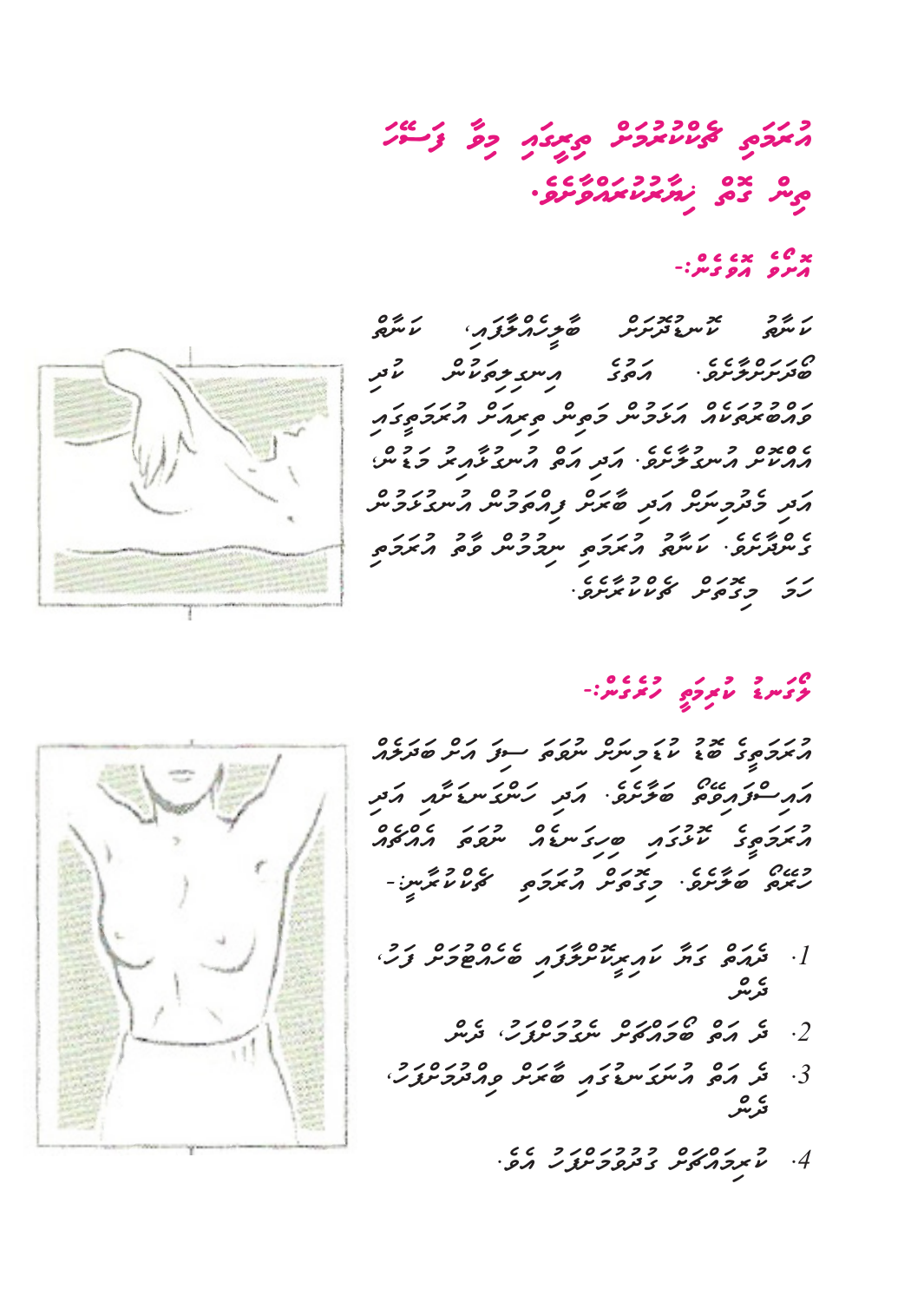# އުނގަނޑު ބަލާކުރުމަށް ތިރީގައި މިވާ ފަސޭހަ ތިން ގޮތް ޚިޔާރުކުރައްވާށެވެ.

## އޮށޯވެގެން:-

ކަނާތު ކަނދުރާން ބާލީހެއްޖެހުމަށް، ކަނާތު ބޮލުދަށަށް ލާށެވެ. އަތުގެ އިނގިލިތަކުން ކުރި ފަށްބުރުކޮށް އަލަތުން މަތިން ތިރިއަށް އުނގަނޑުގައި އެއްޗެއް ހުންނާތޯ ބަލާށެވެ. އަދި އަތް އުނގުއިމުގެ މަތުން، އަދި ދަތްފިޔަތުން އަދި ކަކުލުން ފިޔަވައިގެން އުނގަޔާ ގޮސްބާލާށެވެ. ކަނާތު އުނގަނޑު ނިމުމުން ވާތު އުނގަނޑު ހަމަ މިގޮތަށް ބަލާކުރާށެވެ.

## ލޯގަނޑު ކުރިމަތީ ހުރެގެން:-

އުނގަނޑުގެ ބޮޑު ކުޑަމިނަން ނޫނީ ސިފަ އަދި ބަދަލެއް އައިސްފައިވޭތޯ ބަލާށެވެ. އަދި ހަންގަނޑާއި އަދި އުނގަނޑުގެ ކުލަޔަށް ބަދަލެއް ނުވަތަ އެއްޗެއް ހުރިތޯ ބަލާށެވެ. މިގޮތަށް އުނގަނޑު ބަލާކުރާނީ:-

1. ދެއަތް ގައިގާ ކައިރިކޮށްލާފައި ބަހައްޓައިގެން ފަހު، ދެން
2. ދެ އަތް ބޮލުމައްޗަށް ނަގާލުމަށްފަހު، ދެން
3. ދެ އަތް އުނގަނޑުގައި ބާރަށް ފިއްތާލުމަށްފަހު، ދެން
4. ކުރިމައްޗަށް ގުދުވާލުމަށްފަހު އެވެ.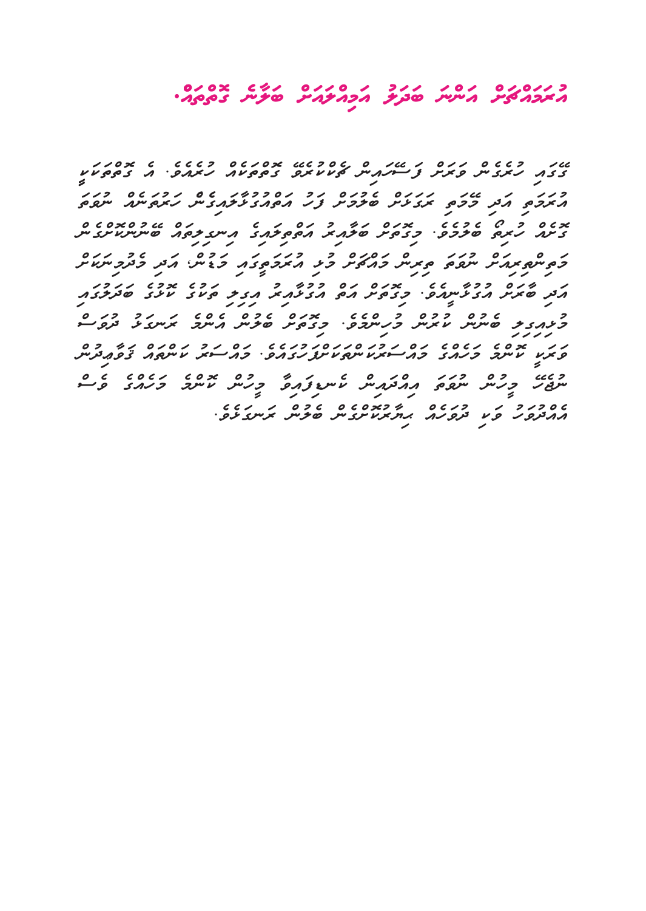# އުނދަގޫތަކަށް އަންނަ ބަދަލު އަމިއްލައަށް ބަލާނެ ގޮތްތައް.

ގޭގައި ހުރިގޮތް ވަރަށް ފަސޭހައިން ކޮންޓްރޯލްކުރެވޭ ގޮތަކަށް ހުރުމަކީ. އެ ގޮތުގެ ތެރޭގައި
އުނދަގޫ އަދި މާޔޫސް ކަމަކަށް ބަދަލުވުން ފަދަ އަވަސް ބަދަލުތަކެއް ހުރިކަން ނުރައްކާ
ގޮތް ހުރިތޯ ބަލާށެވެ. މިފަދަ ބަދަލު އަތުވެއްޖެނަމަ އިޚްތިޔާރު ބޭނުންކުރަން
ދެމުންދާނަމަ ކޮންމެ ދުވަހަކު އެއްކަމެއް މިއުނދަގޫތަކަށް ބަލާ، އަދި ދުވަހުން ދުވަހަށް
އަދި ބެލުން އެހެރަށް. މިފަދަ އަދި ބަދަލުތަކާ ގުޅޭ ގޮތުން ބެލުމަށް ...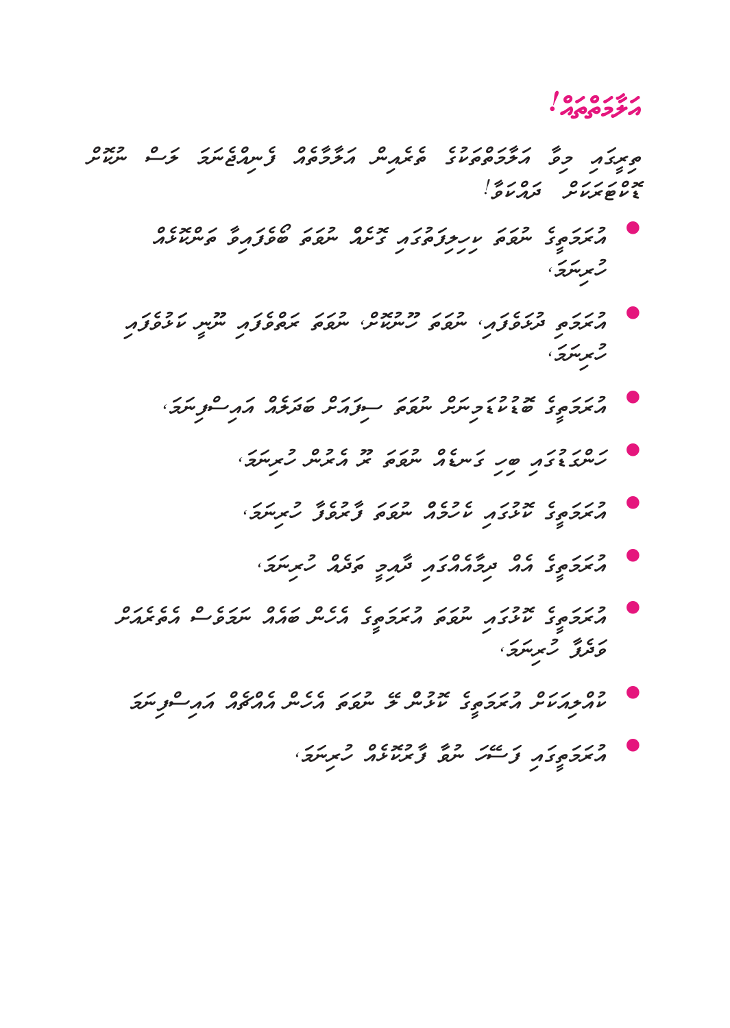# އަލާމާތްތައް!

ތިރީގައި މިވާ އަލާމާތްތަކުގެ ތެރެއިން އަލާމާތެއް ފެނިއްޖެނަމަ ވަގުތު ނުލަސް ޑޮކްޓަރަކާ ދައްކަވާ!

- އުރަމަތީގެ ނުވަތަ ކިހިލިފަތުގައި ގޮޅެއް ނުވަތަ ބޮޑުވުމެއް ފެންނަކަމެއް ހުރިނަމަ،
- އުރަމަތި ދެރަވެފައި، ނުވަތަ ހޫނުކަން، ނުވަތަ ރަތްވެފައި ނޫނީ ކަހުވެފައި ހުރިނަމަ،
- އުރަމަތީގެ ބޮޑުކަމުގައި ނުވަތަ ސިފައަށް ބަދަލެއް އައިސްފިނަމަ،
- ހަންގަނޑުގައި ބިހި ގަނޑެއް ނުވަތަ ދޫ އެރުން ހުރިނަމަ،
- އުރަމަތީގެ ކޮޅުގައި ކަހުރުއް ނުވަތަ ފާރުވާ ހުރިނަމަ،
- އުރަމަތީގެ އެއް ދިމާއެއްގައި ދާއިމީ ވޭނެއް ހުރިނަމަ،
- އުރަމަތީގެ ކޮޅުގައި ނުވަތަ އުރަމަތީގެ އެހެން ބައެއް ނަގަވަރެސް އެތެރެއަށް ވަދެފާ ހުރިނަމަ،
- ކުއްލިއަކަށް އުރަމަތީގެ ކޮޅުން ލޭ ނުވަތަ އެހެން އެއްޗެއް އައިސްފިނަމަ
- އުރަމަތީގައި ފަސޭހަ ނުވާ ފާރުތަކެއް ހުރިނަމަ،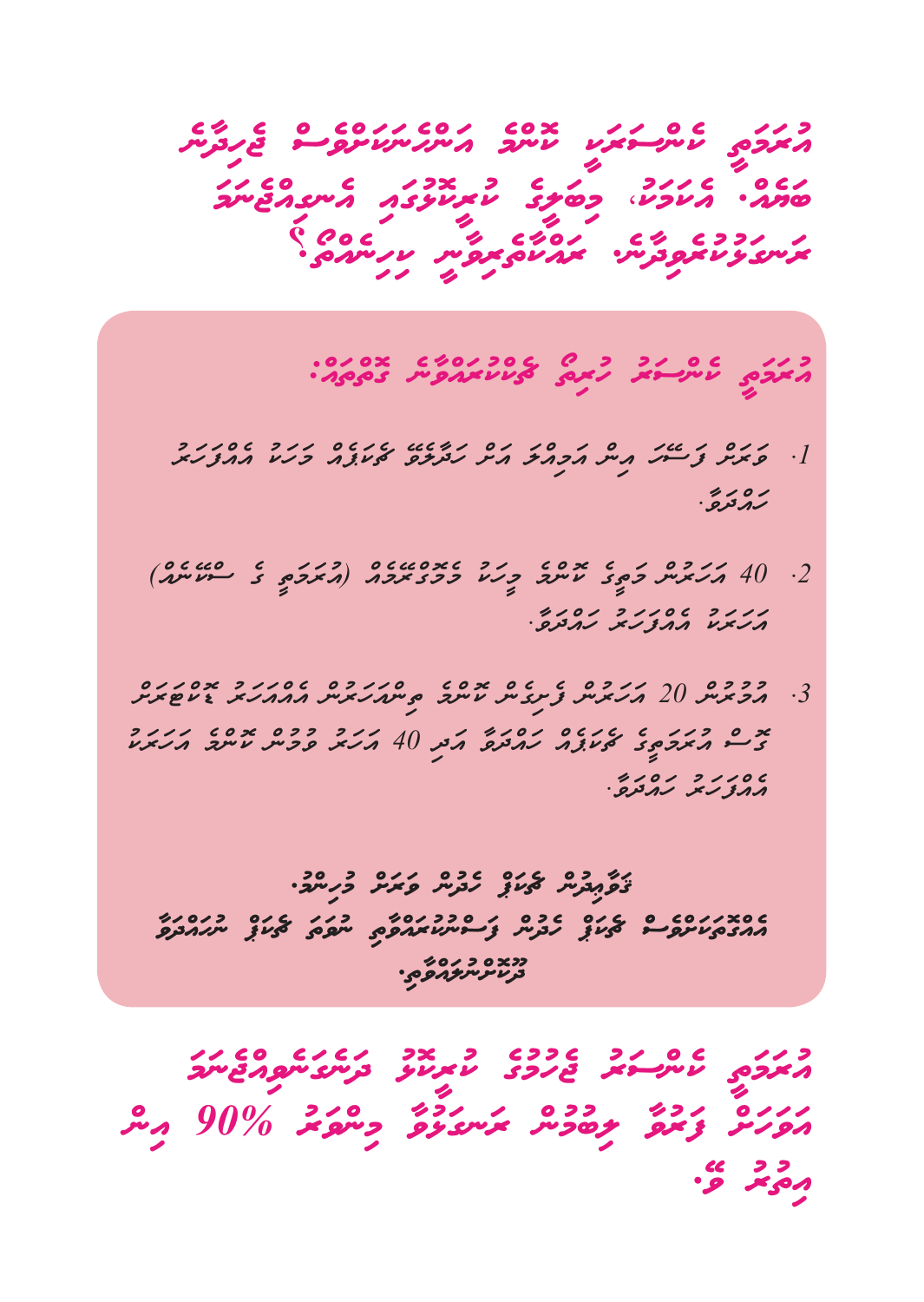# އުމުރުގައި ކެންސަރަކީ ކޮންމެ އަންހެނަކުވެސް ޖެހިދާނެ ބަލިއެއް. އެކަމަކު، މިބަލީގެ ކުރީކޮޅުގައި އެނގިއްޖެނަމަ ރަނގަޅުކުރެވިދާނެ. ރައްކާތެރިވާނީ ކިހިނެއްތޯ؟

## އުމުރުގައި ކެންސަރު ހުރިތޯ ޗެކްކުރައްވާނެ ގޮތްތައް:

1. ވަރަށް ފަސޭހަ އިން އަމިއްލަ އަށް ހަދާލެވޭ ޗެކަޕެއް މަހަކު އެއްފަހަރު ހައްދަވާ.

2. 40 އަހަރުން މަތީގެ ކޮންމެ މީހަކު މެމޮގްރާމެއް (އުމުރުގައި ގެ ސްކޭނެއް) އަހަރަކު އެއްފަހަރު ހައްދަވާ.

3. އުމުރުން 20 އަހަރުން ފެށިގެން ކޮންމެ ތިންއަހަރުން އެއްއަހަރު ޑޮކްޓަރަކު ބޭސް އުމުރުގައިގެ ޗެކަޕެއް ހައްދަވާ އަދި 40 އަހަރު ވުމުން ކޮންމެ އަހަރަކު އެއްފަހަރު ހައްދަވާ.

ޗެކަޕްތައް ހެދުން ވަރަށް މުހިންމު.
އެއްގޮތަކަށްވެސް ޗެކަޕް ހެދުން ފަސްނުކުރައްވާތި ނުވަތަ ޗެކަޕް ނަހައްދަވާ ދޫނުކުރައްވާތި.

**އުމުރުގައި ކެންސަރު ޖެހުމުގެ ކުރީކޮޅު ދަނެގަނެވިއްޖެނަމަ އަވަހަށް ފަރުވާ ލިބުމުން ރަނގަޅުވާ މިންވަރު 90% އިން އިތުރު ވޭ.**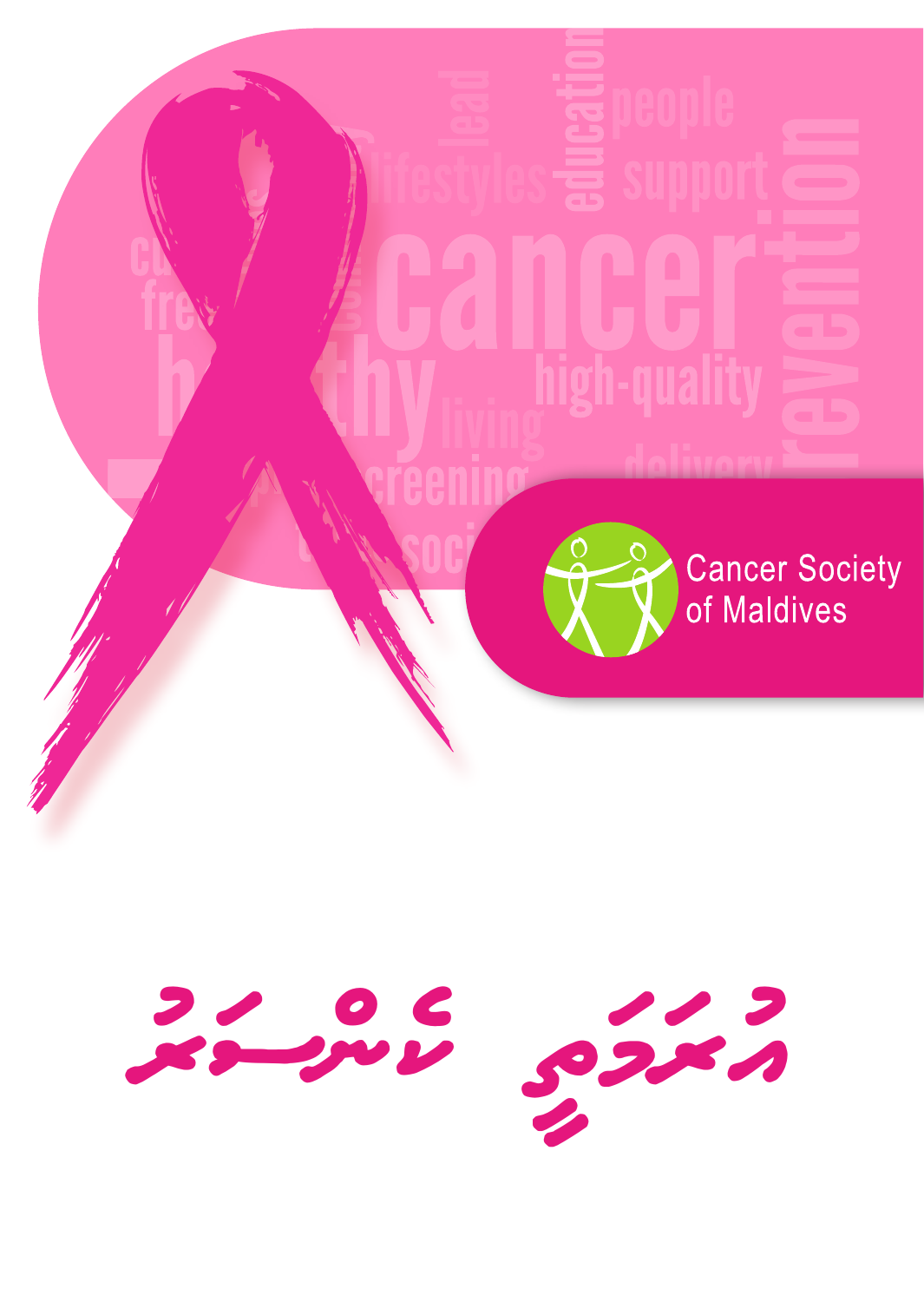Cancer Society of Maldives

# އުރަމަތީ ކެންސަރު